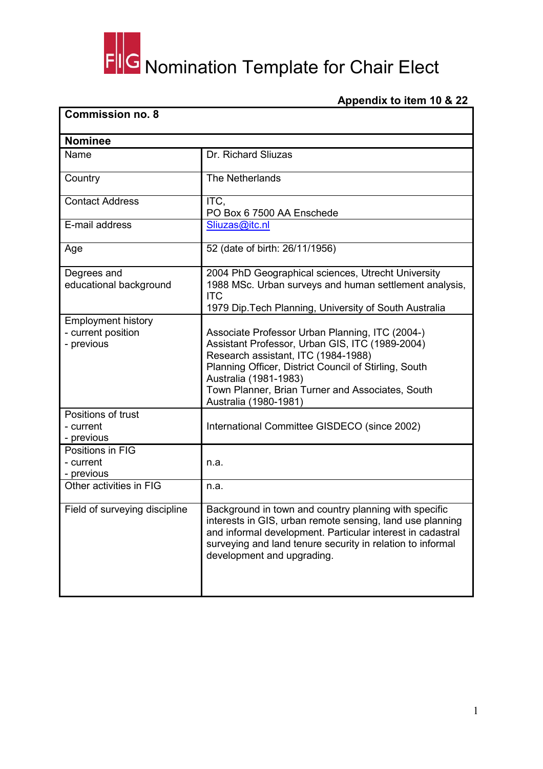# FIG Nomination Template for Chair Elect

**Appendix to item 10 & 22**

| **Commission no. 8** | |
|---|---|
| **Nominee** | |
| Name | Dr. Richard Sliuzas |
| Country | The Netherlands |
| Contact Address | ITC,<br>PO Box 6 7500 AA Enschede |
| E-mail address | Sliuzas@itc.nl |
| Age | 52 (date of birth: 26/11/1956) |
| Degrees and educational background | 2004 PhD Geographical sciences, Utrecht University<br>1988 MSc. Urban surveys and human settlement analysis, ITC<br>1979 Dip.Tech Planning, University of South Australia |
| Employment history<br>- current position<br>- previous | Associate Professor Urban Planning, ITC (2004-)<br>Assistant Professor, Urban GIS, ITC (1989-2004)<br>Research assistant, ITC (1984-1988)<br>Planning Officer, District Council of Stirling, South Australia (1981-1983)<br>Town Planner, Brian Turner and Associates, South Australia (1980-1981) |
| Positions of trust<br>- current<br>- previous | International Committee GISDECO (since 2002) |
| Positions in FIG<br>- current<br>- previous | n.a. |
| Other activities in FIG | n.a. |
| Field of surveying discipline | Background in town and country planning with specific interests in GIS, urban remote sensing, land use planning and informal development. Particular interest in cadastral surveying and land tenure security in relation to informal development and upgrading. |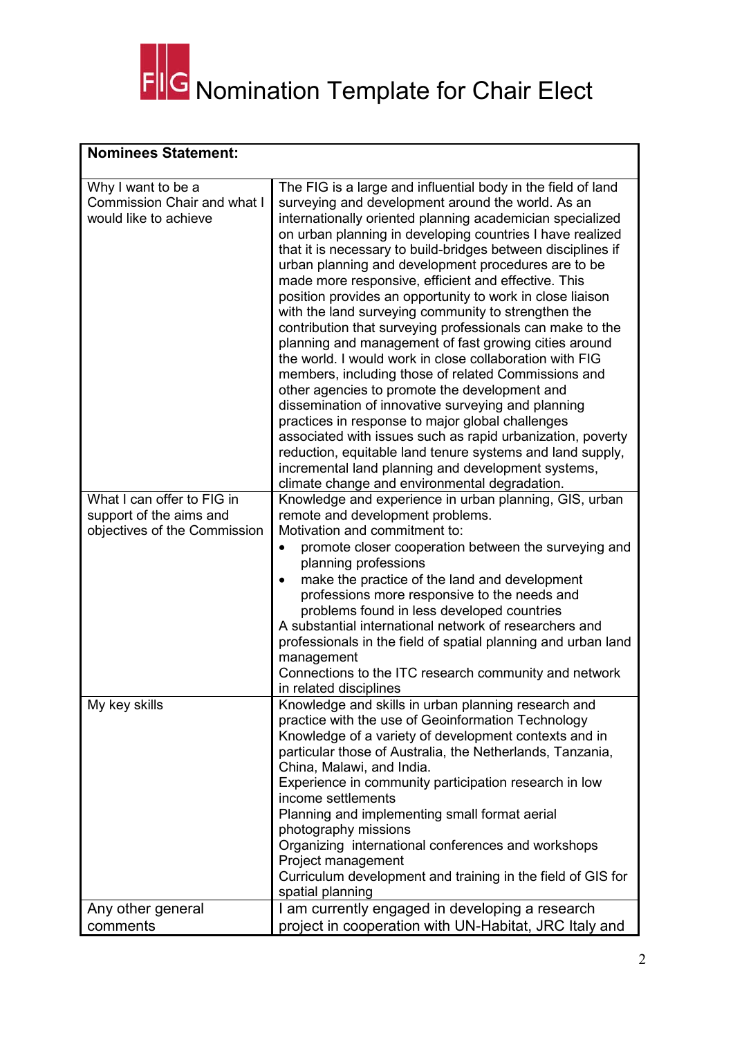# FIG Nomination Template for Chair Elect

| **Nominees Statement:** | |
|---|---|
| Why I want to be a Commission Chair and what I would like to achieve | The FIG is a large and influential body in the field of land surveying and development around the world. As an internationally oriented planning academician specialized on urban planning in developing countries I have realized that it is necessary to build-bridges between disciplines if urban planning and development procedures are to be made more responsive, efficient and effective. This position provides an opportunity to work in close liaison with the land surveying community to strengthen the contribution that surveying professionals can make to the planning and management of fast growing cities around the world. I would work in close collaboration with FIG members, including those of related Commissions and other agencies to promote the development and dissemination of innovative surveying and planning practices in response to major global challenges associated with issues such as rapid urbanization, poverty reduction, equitable land tenure systems and land supply, incremental land planning and development systems, climate change and environmental degradation. |
| What I can offer to FIG in support of the aims and objectives of the Commission | Knowledge and experience in urban planning, GIS, urban remote and development problems.<br>Motivation and commitment to:<br>• promote closer cooperation between the surveying and planning professions<br>• make the practice of the land and development professions more responsive to the needs and problems found in less developed countries<br>A substantial international network of researchers and professionals in the field of spatial planning and urban land management<br>Connections to the ITC research community and network in related disciplines |
| My key skills | Knowledge and skills in urban planning research and practice with the use of Geoinformation Technology<br>Knowledge of a variety of development contexts and in particular those of Australia, the Netherlands, Tanzania, China, Malawi, and India.<br>Experience in community participation research in low income settlements<br>Planning and implementing small format aerial photography missions<br>Organizing international conferences and workshops<br>Project management<br>Curriculum development and training in the field of GIS for spatial planning |
| Any other general comments | I am currently engaged in developing a research project in cooperation with UN-Habitat, JRC Italy and |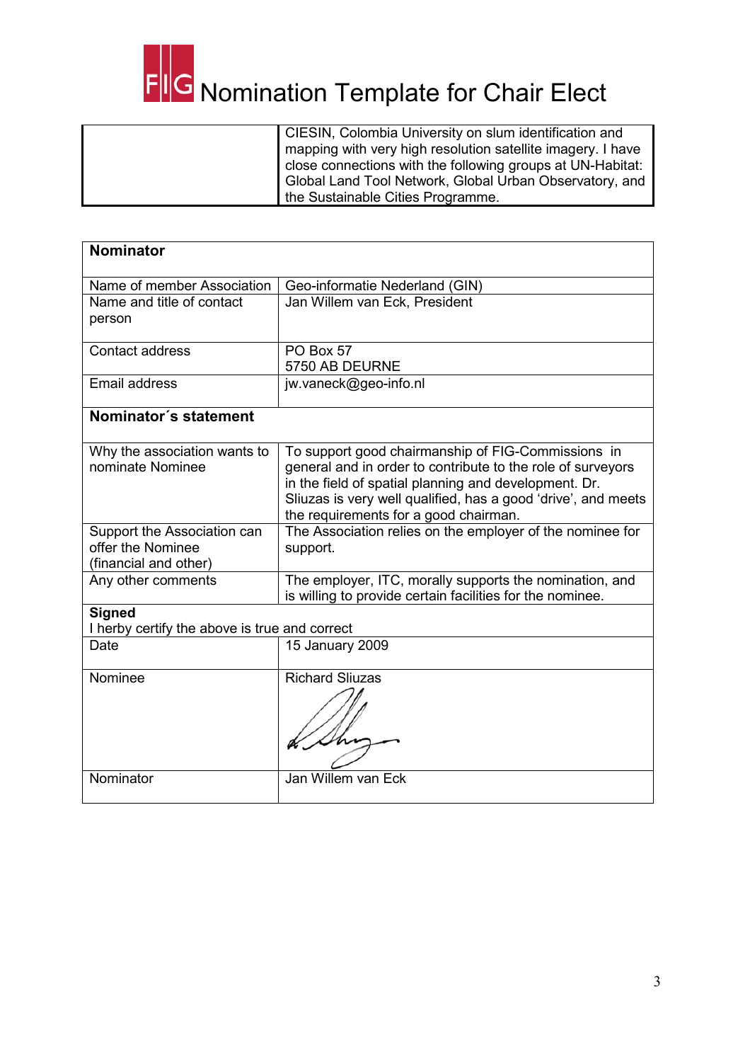# Nomination Template for Chair Elect

| | |
|---|---|
| | CIESIN, Colombia University on slum identification and mapping with very high resolution satellite imagery. I have close connections with the following groups at UN-Habitat: Global Land Tool Network, Global Urban Observatory, and the Sustainable Cities Programme. |

| **Nominator** | |
|---|---|
| Name of member Association | Geo-informatie Nederland (GIN) |
| Name and title of contact person | Jan Willem van Eck, President |
| Contact address | PO Box 57<br>5750 AB DEURNE |
| Email address | jw.vaneck@geo-info.nl |
| **Nominator´s statement** | |
| Why the association wants to nominate Nominee | To support good chairmanship of FIG-Commissions in general and in order to contribute to the role of surveyors in the field of spatial planning and development. Dr. Sliuzas is very well qualified, has a good 'drive', and meets the requirements for a good chairman. |
| Support the Association can offer the Nominee (financial and other) | The Association relies on the employer of the nominee for support. |
| Any other comments | The employer, ITC, morally supports the nomination, and is willing to provide certain facilities for the nominee. |
| **Signed**<br>I herby certify the above is true and correct | |
| Date | 15 January 2009 |
| Nominee | Richard Sliuzas |
| Nominator | Jan Willem van Eck |